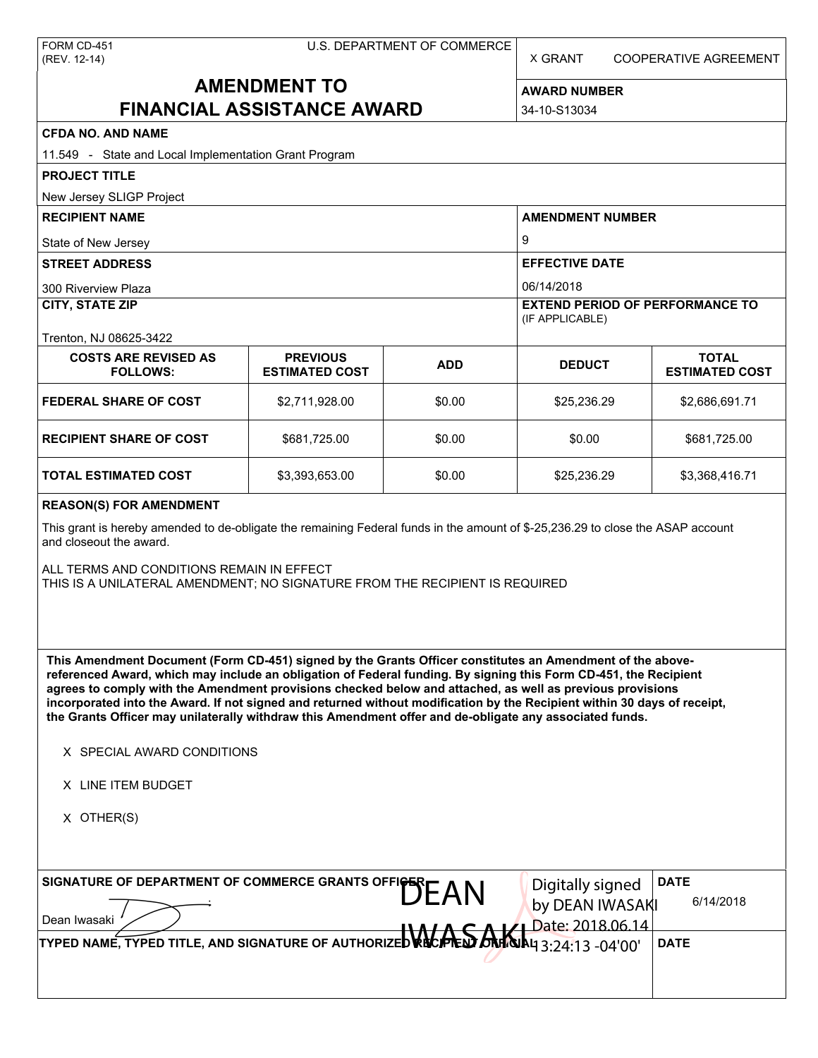FORM CD-451
(REV. 12-14)

U.S. DEPARTMENT OF COMMERCE

X GRANT    COOPERATIVE AGREEMENT

# AMENDMENT TO FINANCIAL ASSISTANCE AWARD

**AWARD NUMBER**
34-10-S13034

**CFDA NO. AND NAME**
11.549 - State and Local Implementation Grant Program

**PROJECT TITLE**
New Jersey SLIGP Project

**RECIPIENT NAME**
State of New Jersey

**AMENDMENT NUMBER**
9

**STREET ADDRESS**
300 Riverview Plaza

**EFFECTIVE DATE**
06/14/2018

**CITY, STATE ZIP**
Trenton, NJ 08625-3422

**EXTEND PERIOD OF PERFORMANCE TO** (IF APPLICABLE)

| COSTS ARE REVISED AS FOLLOWS: | PREVIOUS ESTIMATED COST | ADD | DEDUCT | TOTAL ESTIMATED COST |
|---|---|---|---|---|
| FEDERAL SHARE OF COST | $2,711,928.00 | $0.00 | $25,236.29 | $2,686,691.71 |
| RECIPIENT SHARE OF COST | $681,725.00 | $0.00 | $0.00 | $681,725.00 |
| TOTAL ESTIMATED COST | $3,393,653.00 | $0.00 | $25,236.29 | $3,368,416.71 |

**REASON(S) FOR AMENDMENT**

This grant is hereby amended to de-obligate the remaining Federal funds in the amount of $-25,236.29 to close the ASAP account and closeout the award.

ALL TERMS AND CONDITIONS REMAIN IN EFFECT
THIS IS A UNILATERAL AMENDMENT; NO SIGNATURE FROM THE RECIPIENT IS REQUIRED

**This Amendment Document (Form CD-451) signed by the Grants Officer constitutes an Amendment of the above-referenced Award, which may include an obligation of Federal funding. By signing this Form CD-451, the Recipient agrees to comply with the Amendment provisions checked below and attached, as well as previous provisions incorporated into the Award. If not signed and returned without modification by the Recipient within 30 days of receipt, the Grants Officer may unilaterally withdraw this Amendment offer and de-obligate any associated funds.**

X SPECIAL AWARD CONDITIONS

X LINE ITEM BUDGET

X OTHER(S)

**SIGNATURE OF DEPARTMENT OF COMMERCE GRANTS OFFICER**
Dean Iwasaki

DEAN IWASAKI
Digitally signed by DEAN IWASAKI
Date: 2018.06.14 13:24:13 -04'00'

**DATE**
6/14/2018

**TYPED NAME, TYPED TITLE, AND SIGNATURE OF AUTHORIZED RECIPIENT OFFICIAL**

**DATE**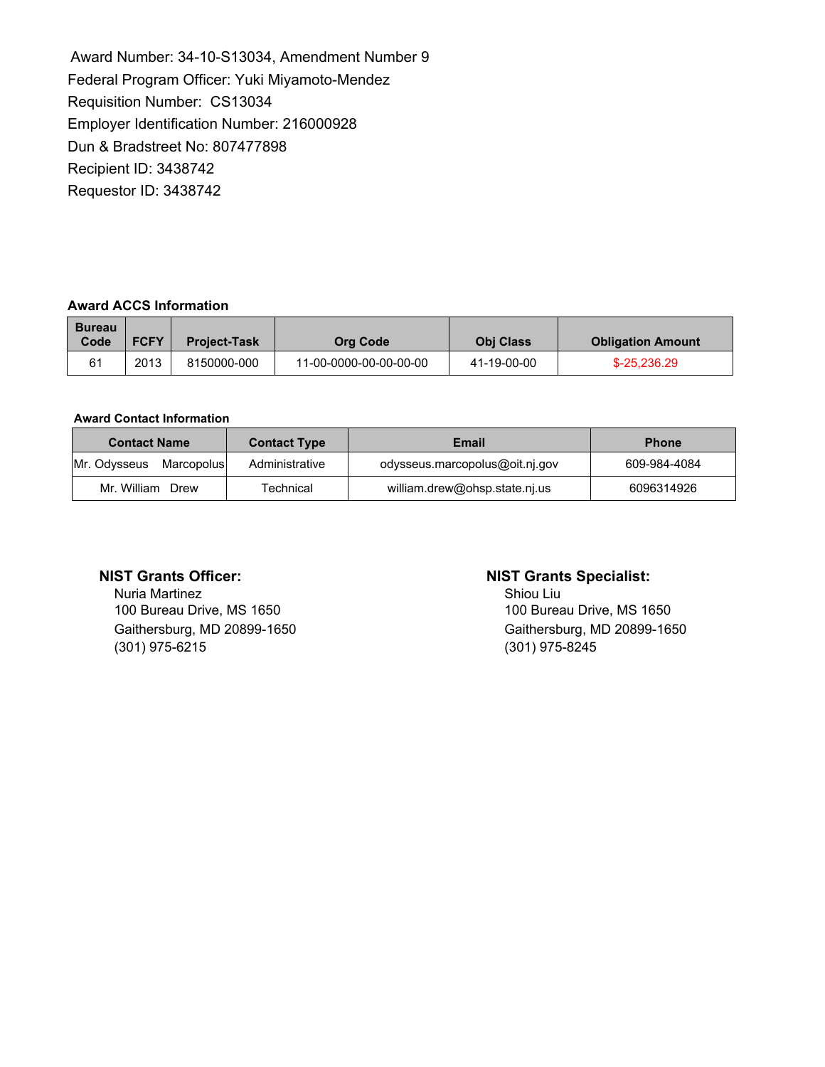Award Number: 34-10-S13034, Amendment Number 9
Federal Program Officer: Yuki Miyamoto-Mendez
Requisition Number: CS13034
Employer Identification Number: 216000928
Dun & Bradstreet No: 807477898
Recipient ID: 3438742
Requestor ID: 3438742

**Award ACCS Information**

| Bureau Code | FCFY | Project-Task | Org Code | Obj Class | Obligation Amount |
|---|---|---|---|---|---|
| 61 | 2013 | 8150000-000 | 11-00-0000-00-00-00-00 | 41-19-00-00 | $-25,236.29 |

**Award Contact Information**

| Contact Name | Contact Type | Email | Phone |
|---|---|---|---|
| Mr. Odysseus Marcopolus | Administrative | odysseus.marcopolus@oit.nj.gov | 609-984-4084 |
| Mr. William Drew | Technical | william.drew@ohsp.state.nj.us | 6096314926 |

**NIST Grants Officer:**
Nuria Martinez
100 Bureau Drive, MS 1650
Gaithersburg, MD 20899-1650
(301) 975-6215

**NIST Grants Specialist:**
Shiou Liu
100 Bureau Drive, MS 1650
Gaithersburg, MD 20899-1650
(301) 975-8245